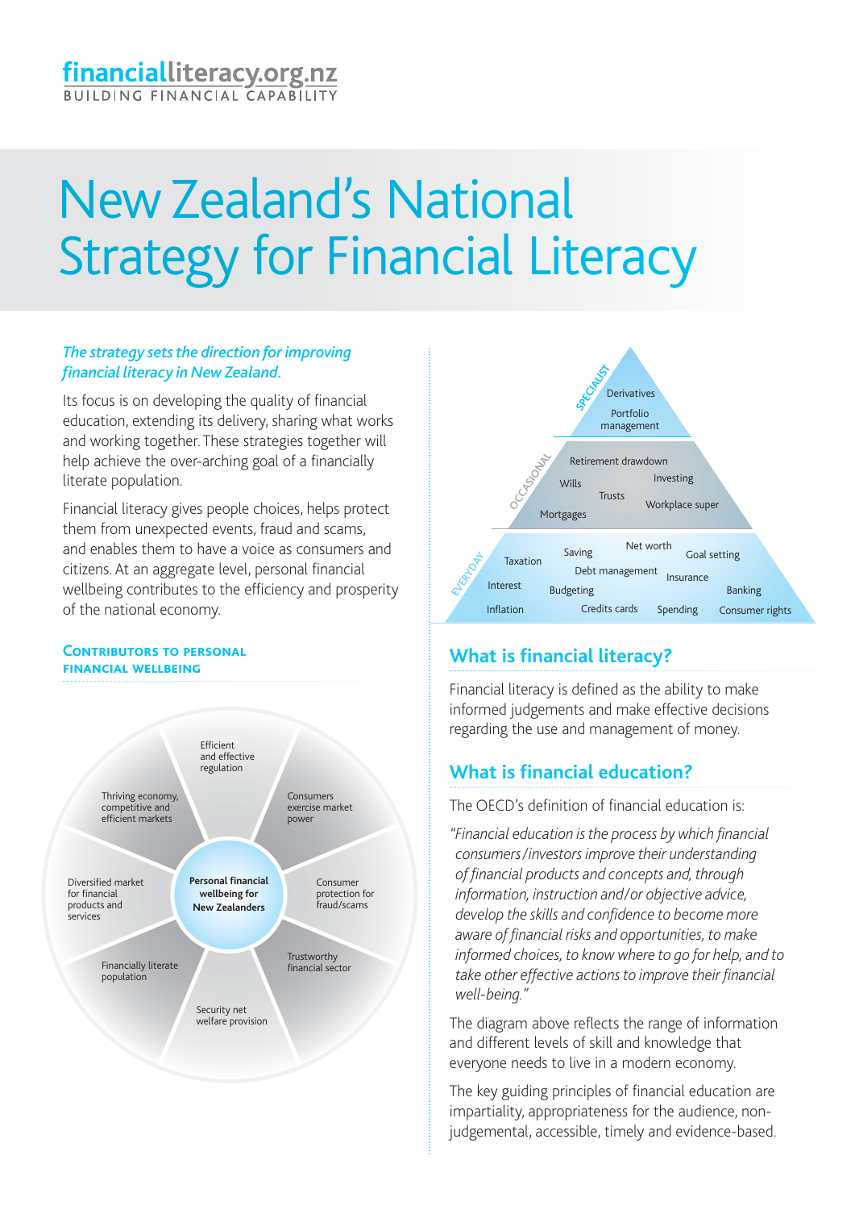financialliteracy.org.nz
BUILDING FINANCIAL CAPABILITY

# New Zealand's National Strategy for Financial Literacy

*The strategy sets the direction for improving financial literacy in New Zealand.*

Its focus is on developing the quality of financial education, extending its delivery, sharing what works and working together. These strategies together will help achieve the over-arching goal of a financially literate population.

Financial literacy gives people choices, helps protect them from unexpected events, fraud and scams, and enables them to have a voice as consumers and citizens. At an aggregate level, personal financial wellbeing contributes to the efficiency and prosperity of the national economy.

### Contributors to personal financial wellbeing

**Personal financial wellbeing for New Zealanders**

- Efficient and effective regulation
- Consumers exercise market power
- Consumer protection for fraud/scams
- Trustworthy financial sector
- Security net welfare provision
- Financially literate population
- Diversified market for financial products and services
- Thriving economy, competitive and efficient markets

**SPECIALIST:** Derivatives, Portfolio management

**OCCASIONAL:** Retirement drawdown, Investing, Wills, Trusts, Workplace super, Mortgages

**EVERYDAY:** Taxation, Saving, Net worth, Goal setting, Debt management, Insurance, Interest, Budgeting, Banking, Inflation, Credits cards, Spending, Consumer rights

## What is financial literacy?

Financial literacy is defined as the ability to make informed judgements and make effective decisions regarding the use and management of money.

## What is financial education?

The OECD's definition of financial education is:

*"Financial education is the process by which financial consumers/investors improve their understanding of financial products and concepts and, through information, instruction and/or objective advice, develop the skills and confidence to become more aware of financial risks and opportunities, to make informed choices, to know where to go for help, and to take other effective actions to improve their financial well-being."*

The diagram above reflects the range of information and different levels of skill and knowledge that everyone needs to live in a modern economy.

The key guiding principles of financial education are impartiality, appropriateness for the audience, non-judgemental, accessible, timely and evidence-based.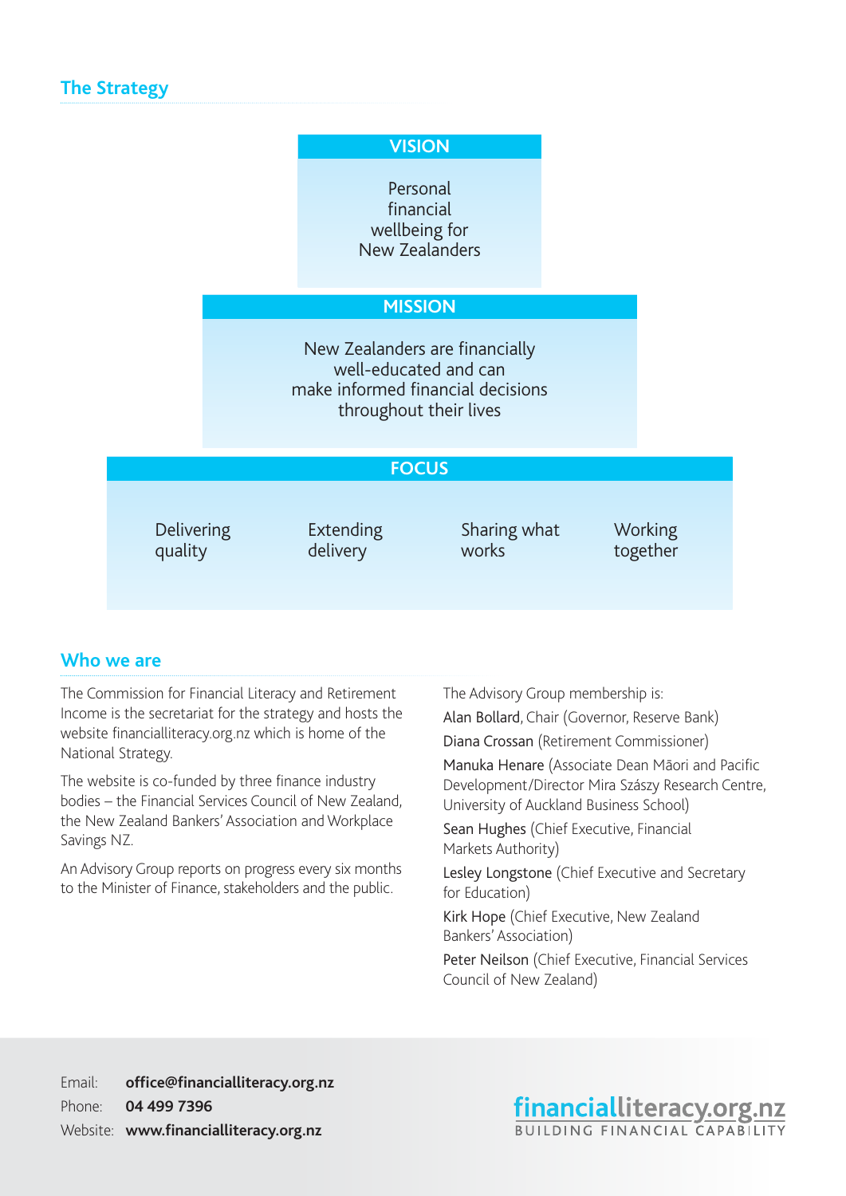## The Strategy

### VISION

Personal financial wellbeing for New Zealanders

### MISSION

New Zealanders are financially well-educated and can make informed financial decisions throughout their lives

### FOCUS

- Delivering quality
- Extending delivery
- Sharing what works
- Working together

## Who we are

The Commission for Financial Literacy and Retirement Income is the secretariat for the strategy and hosts the website financialliteracy.org.nz which is home of the National Strategy.

The website is co-funded by three finance industry bodies – the Financial Services Council of New Zealand, the New Zealand Bankers' Association and Workplace Savings NZ.

An Advisory Group reports on progress every six months to the Minister of Finance, stakeholders and the public.

The Advisory Group membership is:

Alan Bollard, Chair (Governor, Reserve Bank)

Diana Crossan (Retirement Commissioner)

Manuka Henare (Associate Dean Māori and Pacific Development/Director Mira Szászy Research Centre, University of Auckland Business School)

Sean Hughes (Chief Executive, Financial Markets Authority)

Lesley Longstone (Chief Executive and Secretary for Education)

Kirk Hope (Chief Executive, New Zealand Bankers' Association)

Peter Neilson (Chief Executive, Financial Services Council of New Zealand)

Email: **office@financialliteracy.org.nz**
Phone: **04 499 7396**
Website: **www.financialliteracy.org.nz**

financialliteracy.org.nz
BUILDING FINANCIAL CAPABILITY